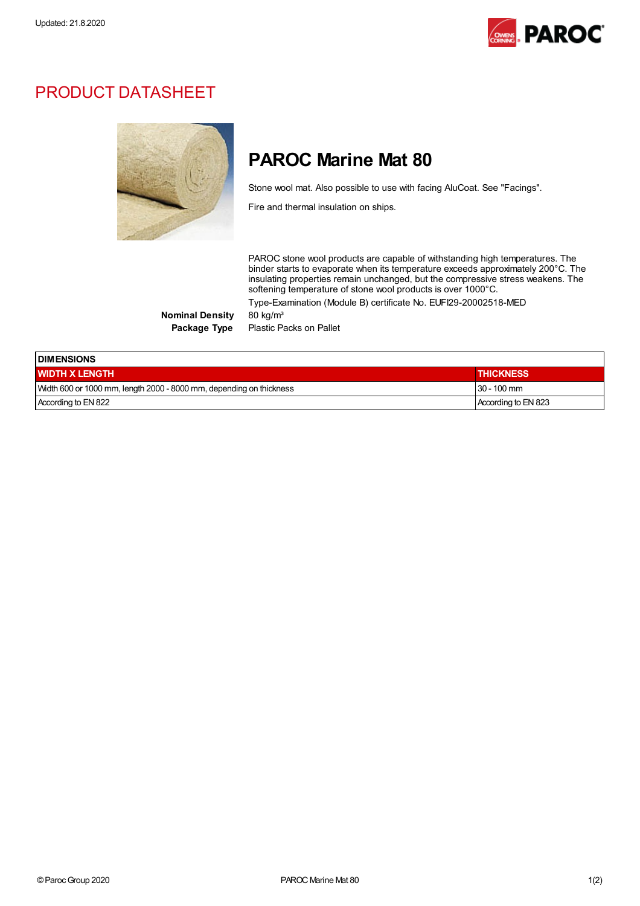Updated: 21.8.2020

# PRODUCT DATASHEET

## PAROC Marine Mat 80

Stone wool mat. Also possible to use with facing AluCoat. See "Facings".

Fire and thermal insulation on ships.

PAROC stone wool products are capable of withstanding high temperatures. The binder starts to evaporate when its temperature exceeds approximately 200°C. The insulating properties remain unchanged, but the compressive stress weakens. The softening temperature of stone wool products is over 1000°C.

Type-Examination (Module B) certificate No. EUFI29-20002518-MED

**Nominal Density** 80 kg/m³

**Package Type** Plastic Packs on Pallet

| DIMENSIONS | |
|---|---|
| **WIDTH X LENGTH** | **THICKNESS** |
| Width 600 or 1000 mm, length 2000 - 8000 mm, depending on thickness | 30 - 100 mm |
| According to EN 822 | According to EN 823 |

© Paroc Group 2020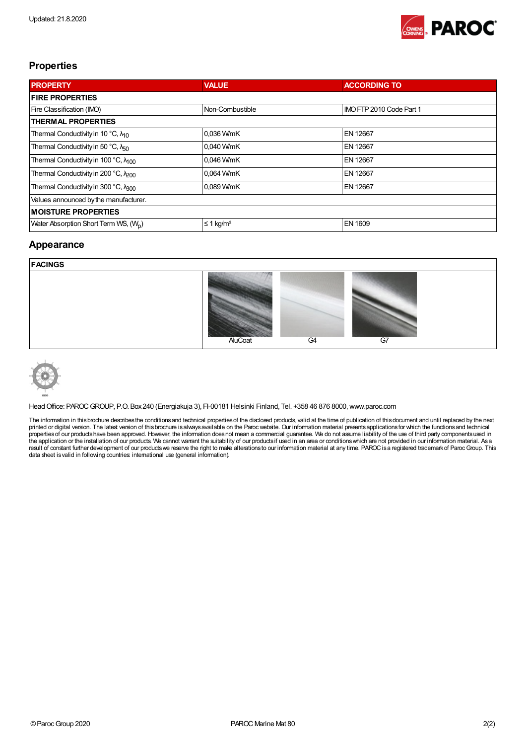Updated: 21.8.2020

## Properties

| PROPERTY | VALUE | ACCORDING TO |
|---|---|---|
| **FIRE PROPERTIES** | | |
| Fire Classification (IMO) | Non-Combustible | IMO FTP 2010 Code Part 1 |
| **THERMAL PROPERTIES** | | |
| Thermal Conductivity in 10 °C, $\lambda_{10}$ | 0,036 W/mK | EN 12667 |
| Thermal Conductivity in 50 °C, $\lambda_{50}$ | 0,040 W/mK | EN 12667 |
| Thermal Conductivity in 100 °C, $\lambda_{100}$ | 0,046 W/mK | EN 12667 |
| Thermal Conductivity in 200 °C, $\lambda_{200}$ | 0,064 W/mK | EN 12667 |
| Thermal Conductivity in 300 °C, $\lambda_{300}$ | 0,089 W/mK | EN 12667 |
| Values announced by the manufacturer. | | |
| **MOISTURE PROPERTIES** | | |
| Water Absorption Short Term WS, ($W_p$) | ≤ 1 kg/m² | EN 1609 |

## Appearance

**FACINGS**

AluCoat

G4

G7

Head Office: PAROC GROUP, P.O. Box 240 (Energiakuja 3), FI-00181 Helsinki Finland, Tel. +358 46 876 8000, www.paroc.com

The information in this brochure describes the conditions and technical properties of the disclosed products, valid at the time of publication of this document and until replaced by the next printed or digital version. The latest version of this brochure is always available on the Paroc website. Our information material presents applications for which the functions and technical properties of our products have been approved. However, the information does not mean a commercial guarantee. We do not assume liability of the use of third party components used in the application or the installation of our products. We cannot warrant the suitability of our products if used in an area or conditions which are not provided in our information material. As a result of constant further development of our products we reserve the right to make alterations to our information material at any time. PAROC is a registered trademark of Paroc Group. This data sheet is valid in following countries: international use (general information).